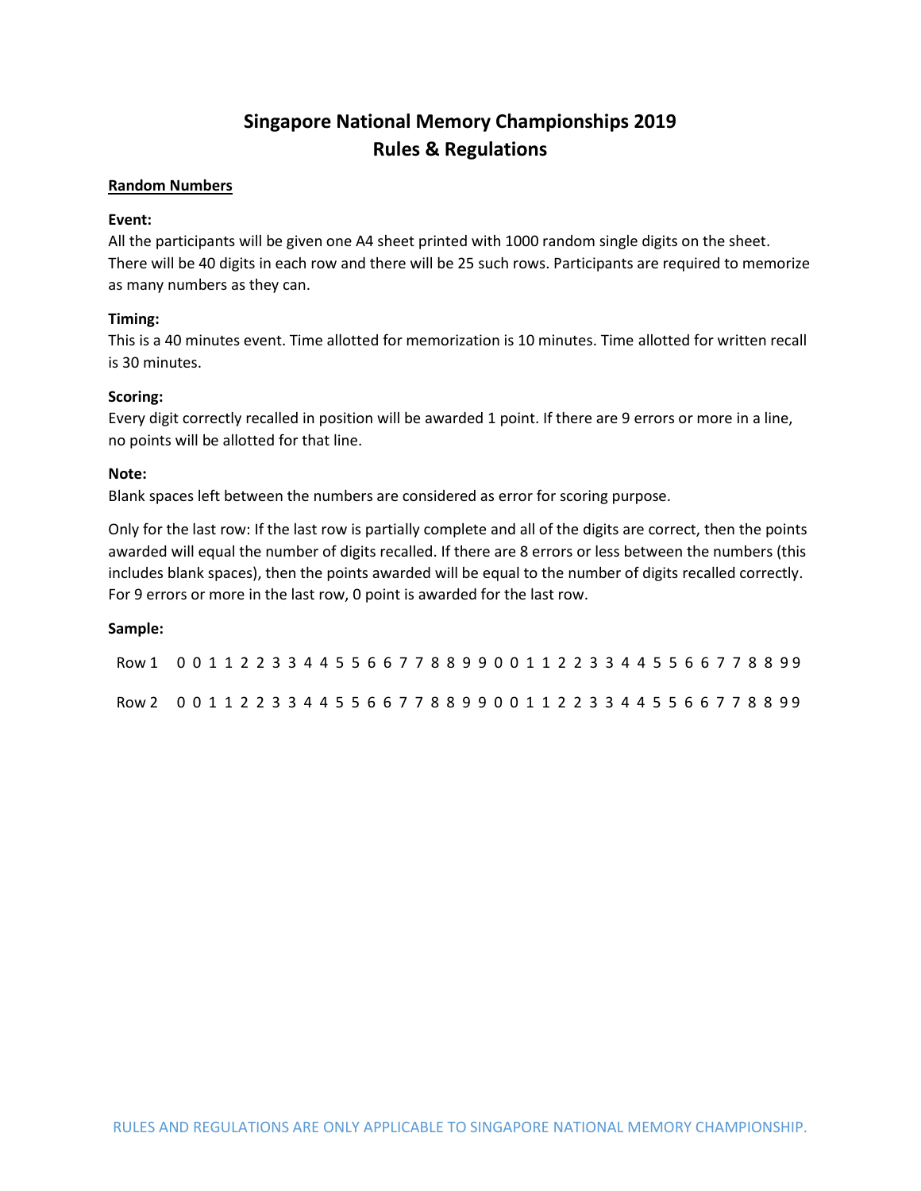# Singapore National Memory Championships 2019
## Rules & Regulations

**Random Numbers**

**Event:**

All the participants will be given one A4 sheet printed with 1000 random single digits on the sheet. There will be 40 digits in each row and there will be 25 such rows. Participants are required to memorize as many numbers as they can.

**Timing:**

This is a 40 minutes event. Time allotted for memorization is 10 minutes. Time allotted for written recall is 30 minutes.

**Scoring:**

Every digit correctly recalled in position will be awarded 1 point. If there are 9 errors or more in a line, no points will be allotted for that line.

**Note:**

Blank spaces left between the numbers are considered as error for scoring purpose.

Only for the last row: If the last row is partially complete and all of the digits are correct, then the points awarded will equal the number of digits recalled. If there are 8 errors or less between the numbers (this includes blank spaces), then the points awarded will be equal to the number of digits recalled correctly. For 9 errors or more in the last row, 0 point is awarded for the last row.

**Sample:**

Row 1 0 0 1 1 2 2 3 3 4 4 5 5 6 6 7 7 8 8 9 9 0 0 1 1 2 2 3 3 4 4 5 5 6 6 7 7 8 8 9 9

Row 2 0 0 1 1 2 2 3 3 4 4 5 5 6 6 7 7 8 8 9 9 0 0 1 1 2 2 3 3 4 4 5 5 6 6 7 7 8 8 9 9

RULES AND REGULATIONS ARE ONLY APPLICABLE TO SINGAPORE NATIONAL MEMORY CHAMPIONSHIP.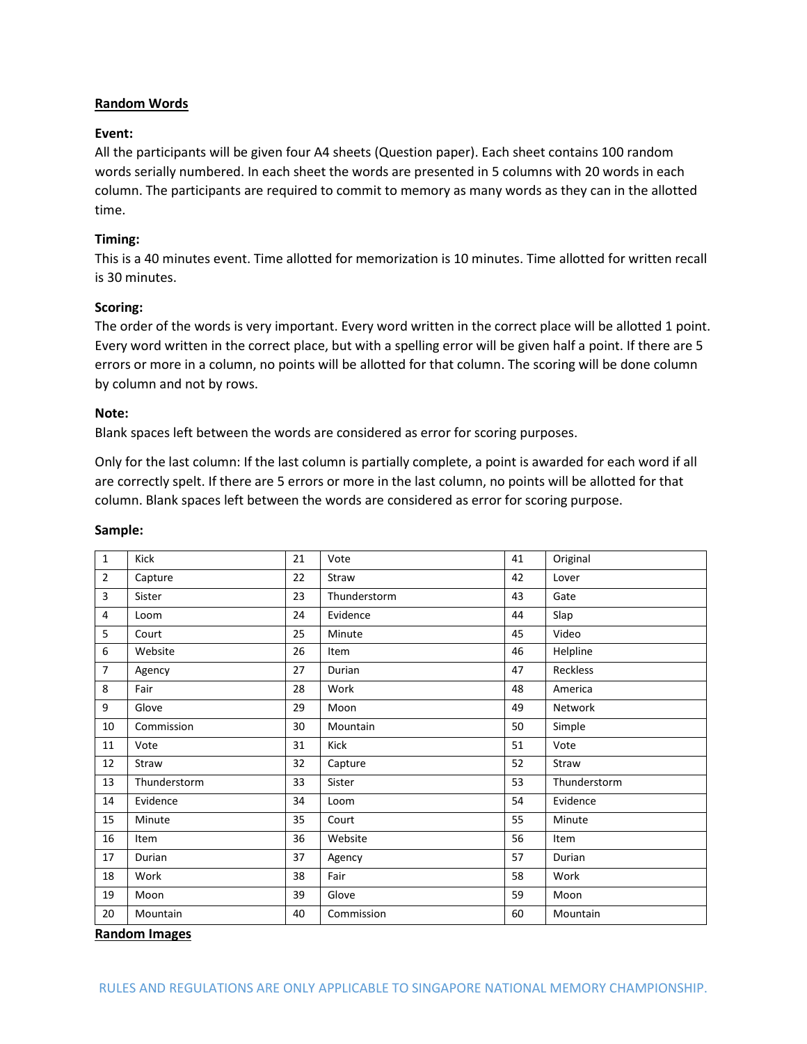**Random Words**

**Event:**
All the participants will be given four A4 sheets (Question paper). Each sheet contains 100 random words serially numbered. In each sheet the words are presented in 5 columns with 20 words in each column. The participants are required to commit to memory as many words as they can in the allotted time.

**Timing:**
This is a 40 minutes event. Time allotted for memorization is 10 minutes. Time allotted for written recall is 30 minutes.

**Scoring:**
The order of the words is very important. Every word written in the correct place will be allotted 1 point. Every word written in the correct place, but with a spelling error will be given half a point. If there are 5 errors or more in a column, no points will be allotted for that column. The scoring will be done column by column and not by rows.

**Note:**
Blank spaces left between the words are considered as error for scoring purposes.

Only for the last column: If the last column is partially complete, a point is awarded for each word if all are correctly spelt. If there are 5 errors or more in the last column, no points will be allotted for that column. Blank spaces left between the words are considered as error for scoring purpose.

**Sample:**

| | | | | | |
|---|---|---|---|---|---|
| 1 | Kick | 21 | Vote | 41 | Original |
| 2 | Capture | 22 | Straw | 42 | Lover |
| 3 | Sister | 23 | Thunderstorm | 43 | Gate |
| 4 | Loom | 24 | Evidence | 44 | Slap |
| 5 | Court | 25 | Minute | 45 | Video |
| 6 | Website | 26 | Item | 46 | Helpline |
| 7 | Agency | 27 | Durian | 47 | Reckless |
| 8 | Fair | 28 | Work | 48 | America |
| 9 | Glove | 29 | Moon | 49 | Network |
| 10 | Commission | 30 | Mountain | 50 | Simple |
| 11 | Vote | 31 | Kick | 51 | Vote |
| 12 | Straw | 32 | Capture | 52 | Straw |
| 13 | Thunderstorm | 33 | Sister | 53 | Thunderstorm |
| 14 | Evidence | 34 | Loom | 54 | Evidence |
| 15 | Minute | 35 | Court | 55 | Minute |
| 16 | Item | 36 | Website | 56 | Item |
| 17 | Durian | 37 | Agency | 57 | Durian |
| 18 | Work | 38 | Fair | 58 | Work |
| 19 | Moon | 39 | Glove | 59 | Moon |
| 20 | Mountain | 40 | Commission | 60 | Mountain |

**Random Images**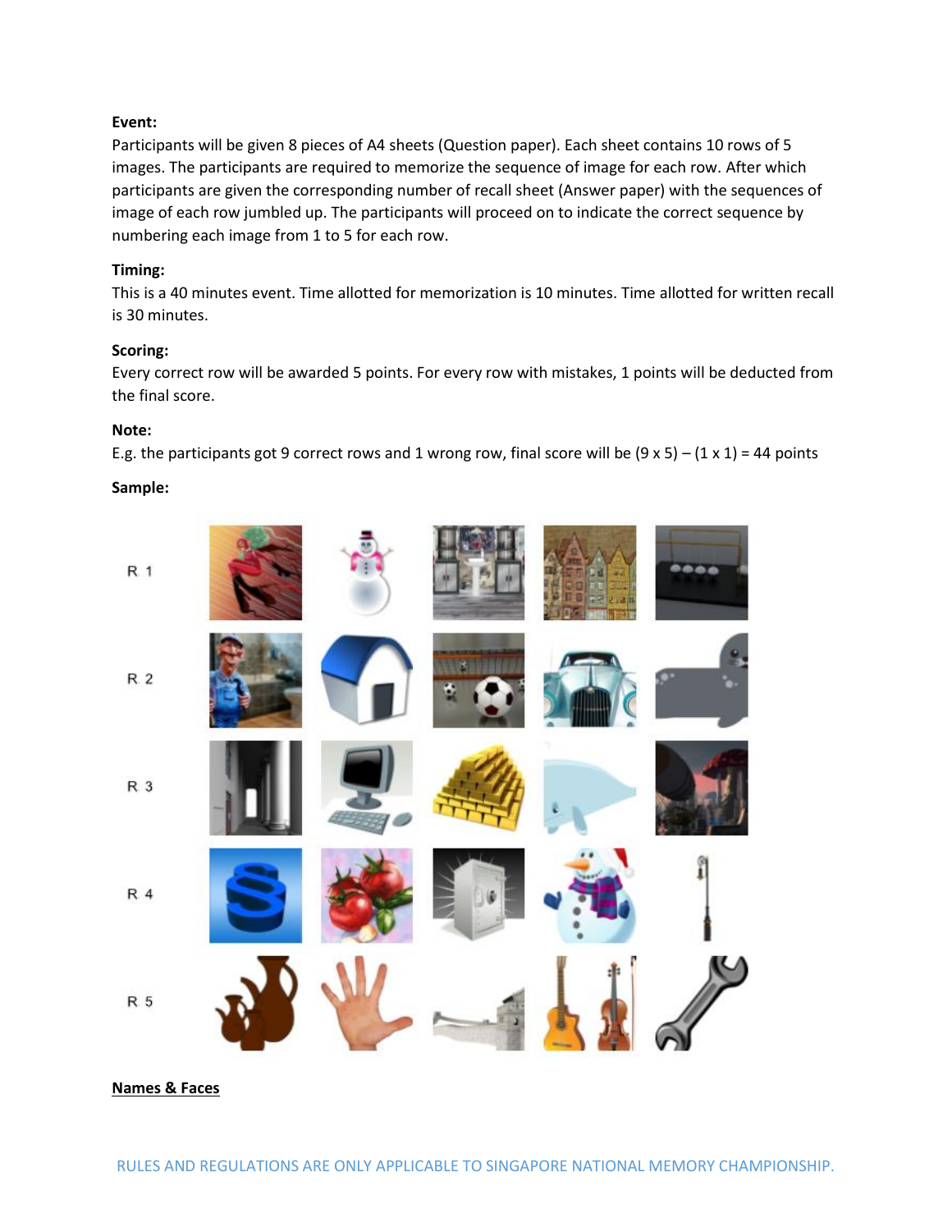**Event:**

Participants will be given 8 pieces of A4 sheets (Question paper). Each sheet contains 10 rows of 5 images. The participants are required to memorize the sequence of image for each row. After which participants are given the corresponding number of recall sheet (Answer paper) with the sequences of image of each row jumbled up. The participants will proceed on to indicate the correct sequence by numbering each image from 1 to 5 for each row.

**Timing:**

This is a 40 minutes event. Time allotted for memorization is 10 minutes. Time allotted for written recall is 30 minutes.

**Scoring:**

Every correct row will be awarded 5 points. For every row with mistakes, 1 points will be deducted from the final score.

**Note:**

E.g. the participants got 9 correct rows and 1 wrong row, final score will be (9 x 5) – (1 x 1) = 44 points

**Sample:**

R 1

R 2

R 3

R 4

R 5

**<u>Names & Faces</u>**

RULES AND REGULATIONS ARE ONLY APPLICABLE TO SINGAPORE NATIONAL MEMORY CHAMPIONSHIP.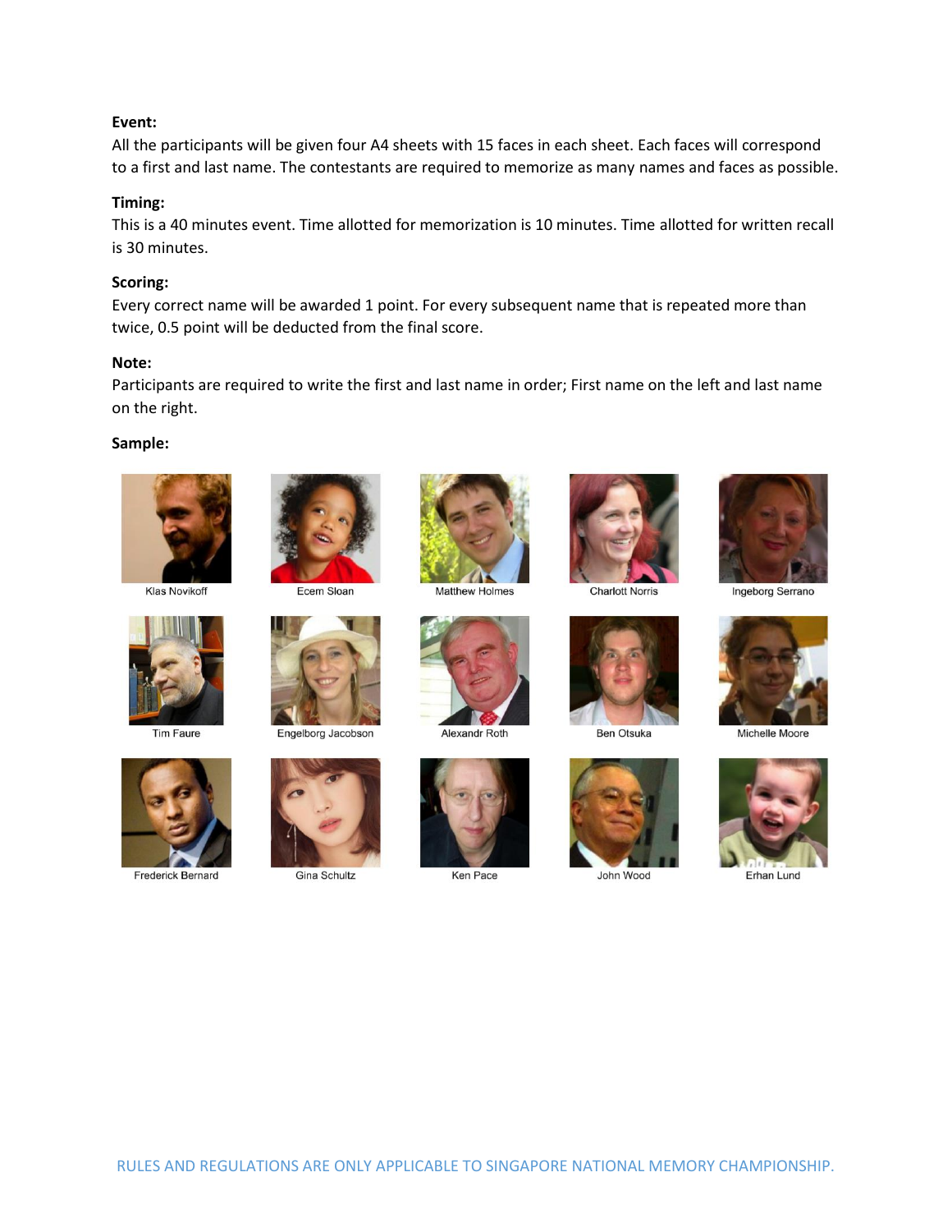**Event:**

All the participants will be given four A4 sheets with 15 faces in each sheet. Each faces will correspond to a first and last name. The contestants are required to memorize as many names and faces as possible.

**Timing:**

This is a 40 minutes event. Time allotted for memorization is 10 minutes. Time allotted for written recall is 30 minutes.

**Scoring:**

Every correct name will be awarded 1 point. For every subsequent name that is repeated more than twice, 0.5 point will be deducted from the final score.

**Note:**

Participants are required to write the first and last name in order; First name on the left and last name on the right.

**Sample:**

| | | | | |
|---|---|---|---|---|
| Klas Novikoff | Ecem Sloan | Matthew Holmes | Charlott Norris | Ingeborg Serrano |
| Tim Faure | Engelborg Jacobson | Alexandr Roth | Ben Otsuka | Michelle Moore |
| Frederick Bernard | Gina Schultz | Ken Pace | John Wood | Erhan Lund |

RULES AND REGULATIONS ARE ONLY APPLICABLE TO SINGAPORE NATIONAL MEMORY CHAMPIONSHIP.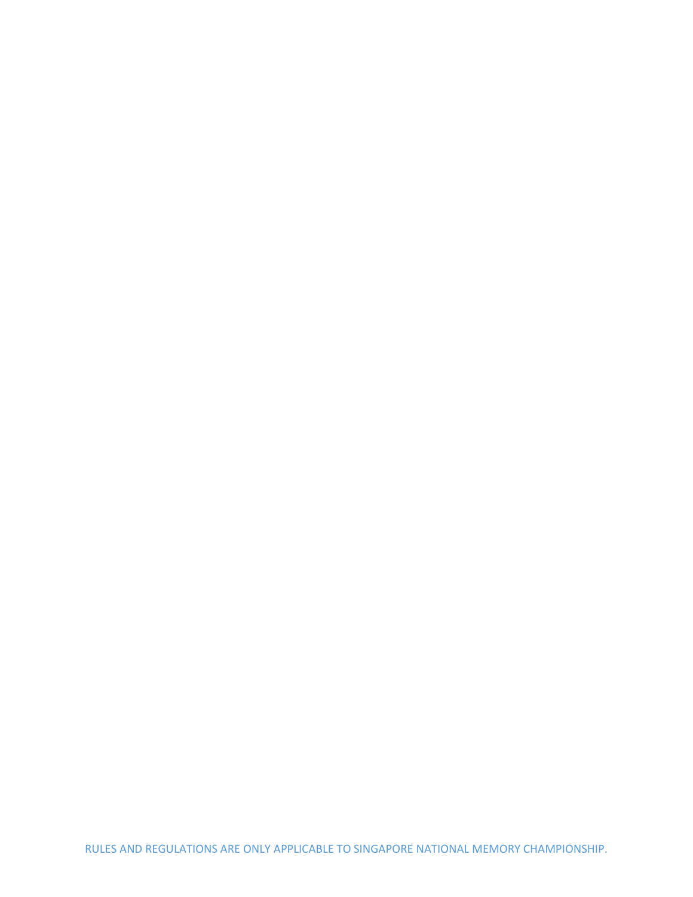RULES AND REGULATIONS ARE ONLY APPLICABLE TO SINGAPORE NATIONAL MEMORY CHAMPIONSHIP.